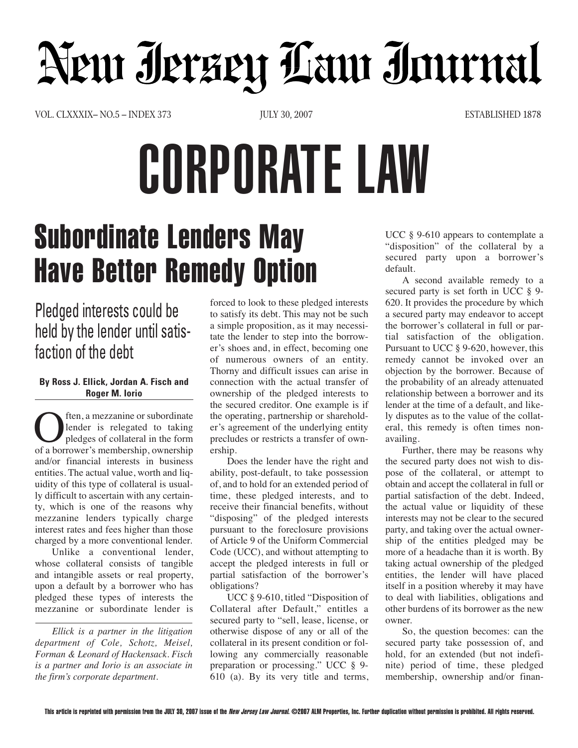# New Jersey Law Journal

VOL. CLXXXIX– NO.5 – INDEX 373 JULY 30, 2007 ESTABLISHED 1878

# CORPORATE LAW

## Subordinate Lenders May Have Better Remedy Option

### Pledged interests could be held by the lender until satisfaction of the debt

**By Ross J. Ellick, Jordan A. Fisch and Roger M. Iorio**

Often, a mezzanine or subordinate lender is relegated to taking pledges of collateral in the form of a borrower's membership, ownership and/or financial interests in business entities. The actual value, worth and liquidity of this type of collateral is usually difficult to ascertain with any certainty, which is one of the reasons why mezzanine lenders typically charge interest rates and fees higher than those charged by a more conventional lender.

Unlike a conventional lender, whose collateral consists of tangible and intangible assets or real property, upon a default by a borrower who has pledged these types of interests the mezzanine or subordinate lender is forced to look to these pledged interests to satisfy its debt. This may not be such a simple proposition, as it may necessitate the lender to step into the borrower's shoes and, in effect, becoming one of numerous owners of an entity. Thorny and difficult issues can arise in connection with the actual transfer of ownership of the pledged interests to the secured creditor. One example is if the operating, partnership or shareholder's agreement of the underlying entity precludes or restricts a transfer of ownership.

Does the lender have the right and ability, post-default, to take possession of, and to hold for an extended period of time, these pledged interests, and to receive their financial benefits, without "disposing" of the pledged interests pursuant to the foreclosure provisions of Article 9 of the Uniform Commercial Code (UCC), and without attempting to accept the pledged interests in full or partial satisfaction of the borrower's obligations?

UCC § 9-610, titled "Disposition of Collateral after Default," entitles a secured party to "sell, lease, license, or otherwise dispose of any or all of the collateral in its present condition or following any commercially reasonable preparation or processing." UCC § 9-610 (a). By its very title and terms, UCC § 9-610 appears to contemplate a "disposition" of the collateral by a secured party upon a borrower's default.

A second available remedy to a secured party is set forth in UCC § 9-620. It provides the procedure by which a secured party may endeavor to accept the borrower's collateral in full or partial satisfaction of the obligation. Pursuant to UCC § 9-620, however, this remedy cannot be invoked over an objection by the borrower. Because of the probability of an already attenuated relationship between a borrower and its lender at the time of a default, and likely disputes as to the value of the collateral, this remedy is often times non-availing.

Further, there may be reasons why the secured party does not wish to dispose of the collateral, or attempt to obtain and accept the collateral in full or partial satisfaction of the debt. Indeed, the actual value or liquidity of these interests may not be clear to the secured party, and taking over the actual ownership of the entities pledged may be more of a headache than it is worth. By taking actual ownership of the pledged entities, the lender will have placed itself in a position whereby it may have to deal with liabilities, obligations and other burdens of its borrower as the new owner.

So, the question becomes: can the secured party take possession of, and hold, for an extended (but not indefinite) period of time, these pledged membership, ownership and/or finan-

---

*Ellick is a partner in the litigation department of Cole, Schotz, Meisel, Forman & Leonard of Hackensack. Fisch is a partner and Iorio is an associate in the firm's corporate department.*

This article is reprinted with permission from the JULY 30, 2007 issue of the *New Jersey Law Journal*. ©2007 ALM Properties, Inc. Further duplication without permission is prohibited. All rights reserved.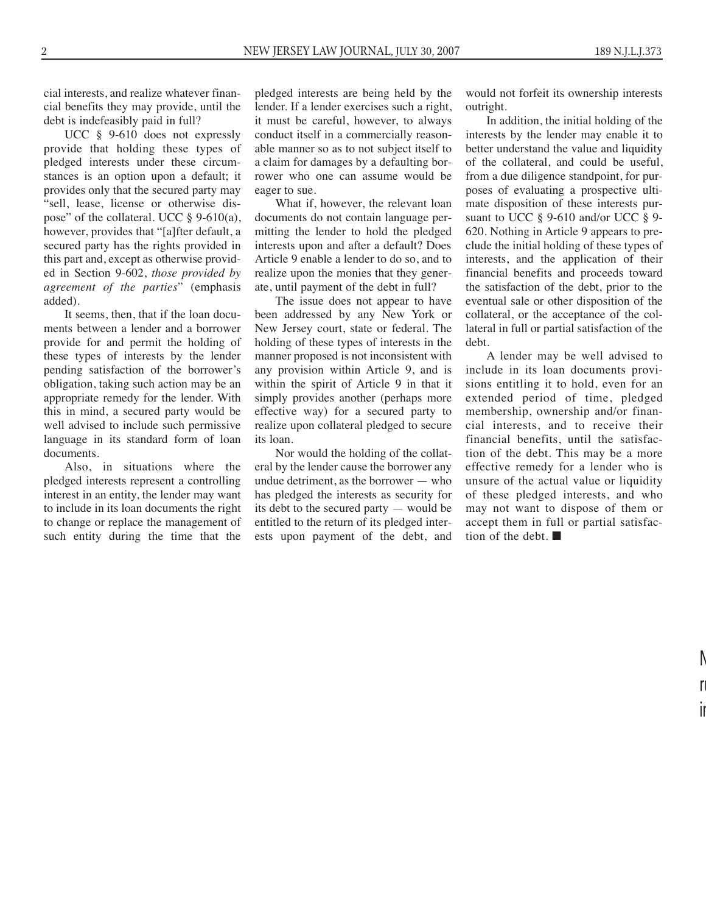cial interests, and realize whatever financial benefits they may provide, until the debt is indefeasibly paid in full?

UCC § 9-610 does not expressly provide that holding these types of pledged interests under these circumstances is an option upon a default; it provides only that the secured party may "sell, lease, license or otherwise dispose" of the collateral. UCC § 9-610(a), however, provides that "[a]fter default, a secured party has the rights provided in this part and, except as otherwise provided in Section 9-602, *those provided by agreement of the parties*" (emphasis added).

It seems, then, that if the loan documents between a lender and a borrower provide for and permit the holding of these types of interests by the lender pending satisfaction of the borrower's obligation, taking such action may be an appropriate remedy for the lender. With this in mind, a secured party would be well advised to include such permissive language in its standard form of loan documents.

Also, in situations where the pledged interests represent a controlling interest in an entity, the lender may want to include in its loan documents the right to change or replace the management of such entity during the time that the pledged interests are being held by the lender. If a lender exercises such a right, it must be careful, however, to always conduct itself in a commercially reasonable manner so as to not subject itself to a claim for damages by a defaulting borrower who one can assume would be eager to sue.

What if, however, the relevant loan documents do not contain language permitting the lender to hold the pledged interests upon and after a default? Does Article 9 enable a lender to do so, and to realize upon the monies that they generate, until payment of the debt in full?

The issue does not appear to have been addressed by any New York or New Jersey court, state or federal. The holding of these types of interests in the manner proposed is not inconsistent with any provision within Article 9, and is within the spirit of Article 9 in that it simply provides another (perhaps more effective way) for a secured party to realize upon collateral pledged to secure its loan.

Nor would the holding of the collateral by the lender cause the borrower any undue detriment, as the borrower — who has pledged the interests as security for its debt to the secured party — would be entitled to the return of its pledged interests upon payment of the debt, and would not forfeit its ownership interests outright.

In addition, the initial holding of the interests by the lender may enable it to better understand the value and liquidity of the collateral, and could be useful, from a due diligence standpoint, for purposes of evaluating a prospective ultimate disposition of these interests pursuant to UCC § 9-610 and/or UCC § 9-620. Nothing in Article 9 appears to preclude the initial holding of these types of interests, and the application of their financial benefits and proceeds toward the satisfaction of the debt, prior to the eventual sale or other disposition of the collateral, or the acceptance of the collateral in full or partial satisfaction of the debt.

A lender may be well advised to include in its loan documents provisions entitling it to hold, even for an extended period of time, pledged membership, ownership and/or financial interests, and to receive their financial benefits, until the satisfaction of the debt. This may be a more effective remedy for a lender who is unsure of the actual value or liquidity of these pledged interests, and who may not want to dispose of them or accept them in full or partial satisfaction of the debt. ■